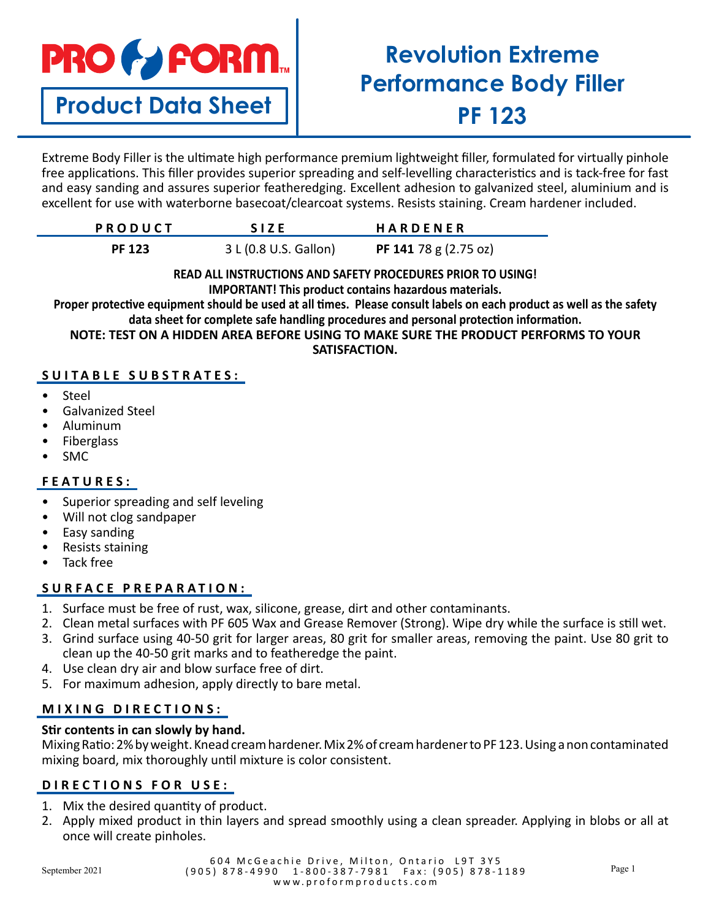# PRO FORM

## Product Data Sheet

# Revolution Extreme Performance Body Filler PF 123

Extreme Body Filler is the ultimate high performance premium lightweight filler, formulated for virtually pinhole free applications. This filler provides superior spreading and self-levelling characteristics and is tack-free for fast and easy sanding and assures superior featheredging. Excellent adhesion to galvanized steel, aluminium and is excellent for use with waterborne basecoat/clearcoat systems. Resists staining. Cream hardener included.

| PRODUCT | SIZE | HARDENER |
|---|---|---|
| **PF 123** | 3 L (0.8 U.S. Gallon) | **PF 141** 78 g (2.75 oz) |

**READ ALL INSTRUCTIONS AND SAFETY PROCEDURES PRIOR TO USING!**
**IMPORTANT! This product contains hazardous materials.**
**Proper protective equipment should be used at all times. Please consult labels on each product as well as the safety data sheet for complete safe handling procedures and personal protection information.**
**NOTE: TEST ON A HIDDEN AREA BEFORE USING TO MAKE SURE THE PRODUCT PERFORMS TO YOUR SATISFACTION.**

## SUITABLE SUBSTRATES:

- Steel
- Galvanized Steel
- Aluminum
- Fiberglass
- SMC

## FEATURES:

- Superior spreading and self leveling
- Will not clog sandpaper
- Easy sanding
- Resists staining
- Tack free

## SURFACE PREPARATION:

1. Surface must be free of rust, wax, silicone, grease, dirt and other contaminants.
2. Clean metal surfaces with PF 605 Wax and Grease Remover (Strong). Wipe dry while the surface is still wet.
3. Grind surface using 40-50 grit for larger areas, 80 grit for smaller areas, removing the paint. Use 80 grit to clean up the 40-50 grit marks and to featheredge the paint.
4. Use clean dry air and blow surface free of dirt.
5. For maximum adhesion, apply directly to bare metal.

## MIXING DIRECTIONS:

**Stir contents in can slowly by hand.**
Mixing Ratio: 2% by weight. Knead cream hardener. Mix 2% of cream hardener to PF 123. Using a non contaminated mixing board, mix thoroughly until mixture is color consistent.

## DIRECTIONS FOR USE:

1. Mix the desired quantity of product.
2. Apply mixed product in thin layers and spread smoothly using a clean spreader. Applying in blobs or all at once will create pinholes.

September 2021

604 McGeachie Drive, Milton, Ontario L9T 3Y5
(905) 878-4990 1-800-387-7981 Fax: (905) 878-1189
www.proformproducts.com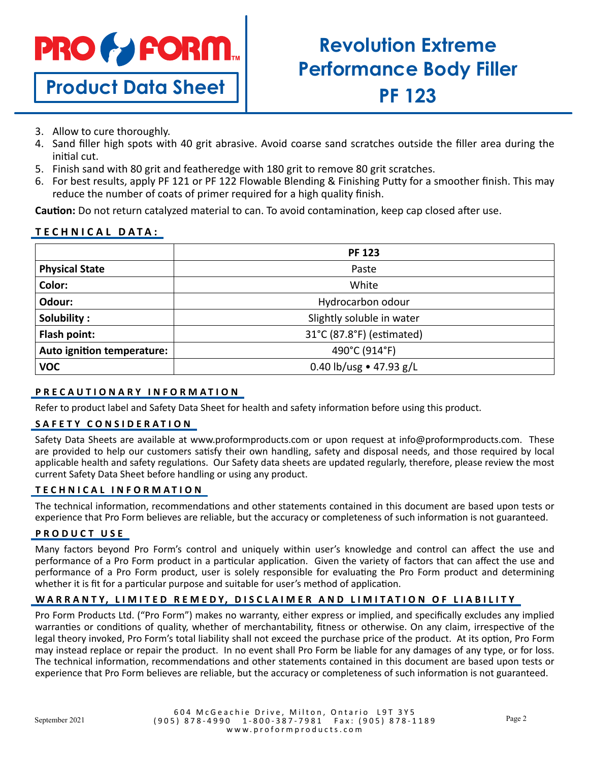3. Allow to cure thoroughly.
4. Sand filler high spots with 40 grit abrasive. Avoid coarse sand scratches outside the filler area during the initial cut.
5. Finish sand with 80 grit and featheredge with 180 grit to remove 80 grit scratches.
6. For best results, apply PF 121 or PF 122 Flowable Blending & Finishing Putty for a smoother finish. This may reduce the number of coats of primer required for a high quality finish.

**Caution:** Do not return catalyzed material to can. To avoid contamination, keep cap closed after use.

## TECHNICAL DATA:

| | PF 123 |
|---|---|
| **Physical State** | Paste |
| **Color:** | White |
| **Odour:** | Hydrocarbon odour |
| **Solubility :** | Slightly soluble in water |
| **Flash point:** | 31°C (87.8°F) (estimated) |
| **Auto ignition temperature:** | 490°C (914°F) |
| **VOC** | 0.40 lb/usg • 47.93 g/L |

## PRECAUTIONARY INFORMATION

Refer to product label and Safety Data Sheet for health and safety information before using this product.

## SAFETY CONSIDERATION

Safety Data Sheets are available at www.proformproducts.com or upon request at info@proformproducts.com. These are provided to help our customers satisfy their own handling, safety and disposal needs, and those required by local applicable health and safety regulations. Our Safety data sheets are updated regularly, therefore, please review the most current Safety Data Sheet before handling or using any product.

## TECHNICAL INFORMATION

The technical information, recommendations and other statements contained in this document are based upon tests or experience that Pro Form believes are reliable, but the accuracy or completeness of such information is not guaranteed.

## PRODUCT USE

Many factors beyond Pro Form's control and uniquely within user's knowledge and control can affect the use and performance of a Pro Form product in a particular application. Given the variety of factors that can affect the use and performance of a Pro Form product, user is solely responsible for evaluating the Pro Form product and determining whether it is fit for a particular purpose and suitable for user's method of application.

## WARRANTY, LIMITED REMEDY, DISCLAIMER AND LIMITATION OF LIABILITY

Pro Form Products Ltd. ("Pro Form") makes no warranty, either express or implied, and specifically excludes any implied warranties or conditions of quality, whether of merchantability, fitness or otherwise. On any claim, irrespective of the legal theory invoked, Pro Form's total liability shall not exceed the purchase price of the product. At its option, Pro Form may instead replace or repair the product. In no event shall Pro Form be liable for any damages of any type, or for loss. The technical information, recommendations and other statements contained in this document are based upon tests or experience that Pro Form believes are reliable, but the accuracy or completeness of such information is not guaranteed.